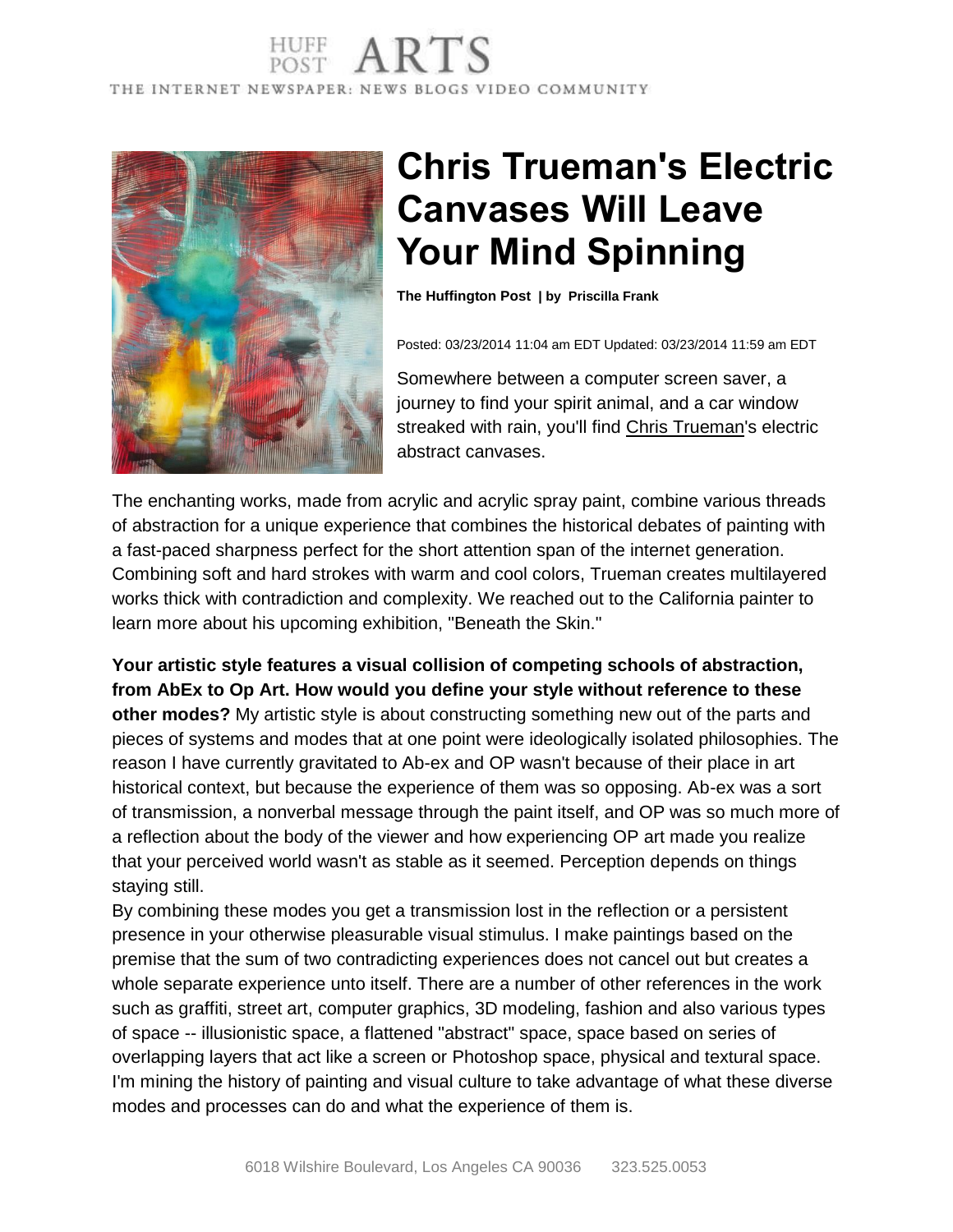HUFF POST ARTS

THE INTERNET NEWSPAPER: NEWS BLOGS VIDEO COMMUNITY

# Chris Trueman's Electric Canvases Will Leave Your Mind Spinning

**The Huffington Post | by Priscilla Frank**

Posted: 03/23/2014 11:04 am EDT Updated: 03/23/2014 11:59 am EDT

Somewhere between a computer screen saver, a journey to find your spirit animal, and a car window streaked with rain, you'll find Chris Trueman's electric abstract canvases.

The enchanting works, made from acrylic and acrylic spray paint, combine various threads of abstraction for a unique experience that combines the historical debates of painting with a fast-paced sharpness perfect for the short attention span of the internet generation. Combining soft and hard strokes with warm and cool colors, Trueman creates multilayered works thick with contradiction and complexity. We reached out to the California painter to learn more about his upcoming exhibition, "Beneath the Skin."

**Your artistic style features a visual collision of competing schools of abstraction, from AbEx to Op Art. How would you define your style without reference to these other modes?** My artistic style is about constructing something new out of the parts and pieces of systems and modes that at one point were ideologically isolated philosophies. The reason I have currently gravitated to Ab-ex and OP wasn't because of their place in art historical context, but because the experience of them was so opposing. Ab-ex was a sort of transmission, a nonverbal message through the paint itself, and OP was so much more of a reflection about the body of the viewer and how experiencing OP art made you realize that your perceived world wasn't as stable as it seemed. Perception depends on things staying still.

By combining these modes you get a transmission lost in the reflection or a persistent presence in your otherwise pleasurable visual stimulus. I make paintings based on the premise that the sum of two contradicting experiences does not cancel out but creates a whole separate experience unto itself. There are a number of other references in the work such as graffiti, street art, computer graphics, 3D modeling, fashion and also various types of space -- illusionistic space, a flattened "abstract" space, space based on series of overlapping layers that act like a screen or Photoshop space, physical and textural space. I'm mining the history of painting and visual culture to take advantage of what these diverse modes and processes can do and what the experience of them is.

6018 Wilshire Boulevard, Los Angeles CA 90036 323.525.0053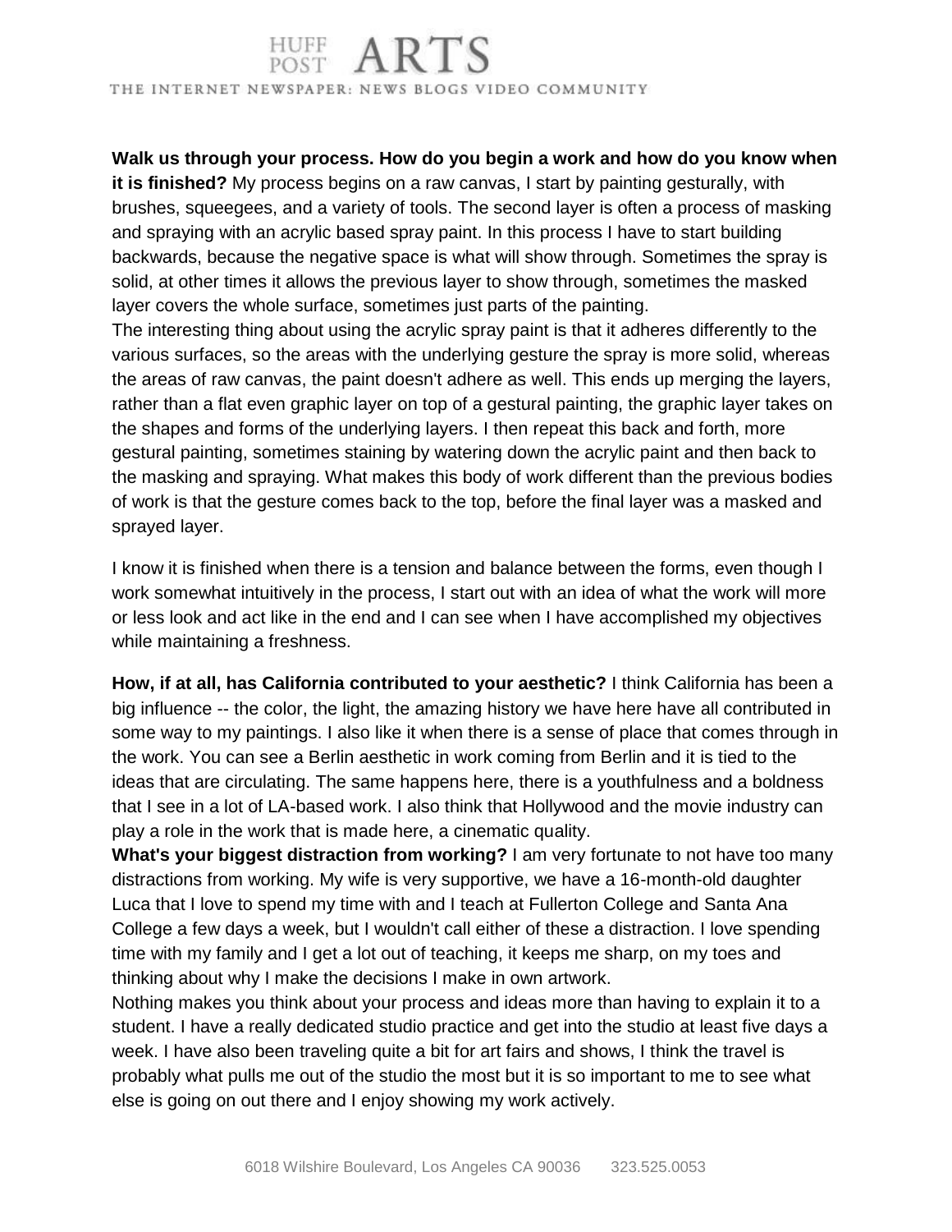**Walk us through your process. How do you begin a work and how do you know when it is finished?** My process begins on a raw canvas, I start by painting gesturally, with brushes, squeegees, and a variety of tools. The second layer is often a process of masking and spraying with an acrylic based spray paint. In this process I have to start building backwards, because the negative space is what will show through. Sometimes the spray is solid, at other times it allows the previous layer to show through, sometimes the masked layer covers the whole surface, sometimes just parts of the painting.

The interesting thing about using the acrylic spray paint is that it adheres differently to the various surfaces, so the areas with the underlying gesture the spray is more solid, whereas the areas of raw canvas, the paint doesn't adhere as well. This ends up merging the layers, rather than a flat even graphic layer on top of a gestural painting, the graphic layer takes on the shapes and forms of the underlying layers. I then repeat this back and forth, more gestural painting, sometimes staining by watering down the acrylic paint and then back to the masking and spraying. What makes this body of work different than the previous bodies of work is that the gesture comes back to the top, before the final layer was a masked and sprayed layer.

I know it is finished when there is a tension and balance between the forms, even though I work somewhat intuitively in the process, I start out with an idea of what the work will more or less look and act like in the end and I can see when I have accomplished my objectives while maintaining a freshness.

**How, if at all, has California contributed to your aesthetic?** I think California has been a big influence -- the color, the light, the amazing history we have here have all contributed in some way to my paintings. I also like it when there is a sense of place that comes through in the work. You can see a Berlin aesthetic in work coming from Berlin and it is tied to the ideas that are circulating. The same happens here, there is a youthfulness and a boldness that I see in a lot of LA-based work. I also think that Hollywood and the movie industry can play a role in the work that is made here, a cinematic quality.

**What's your biggest distraction from working?** I am very fortunate to not have too many distractions from working. My wife is very supportive, we have a 16-month-old daughter Luca that I love to spend my time with and I teach at Fullerton College and Santa Ana College a few days a week, but I wouldn't call either of these a distraction. I love spending time with my family and I get a lot out of teaching, it keeps me sharp, on my toes and thinking about why I make the decisions I make in own artwork.

Nothing makes you think about your process and ideas more than having to explain it to a student. I have a really dedicated studio practice and get into the studio at least five days a week. I have also been traveling quite a bit for art fairs and shows, I think the travel is probably what pulls me out of the studio the most but it is so important to me to see what else is going on out there and I enjoy showing my work actively.